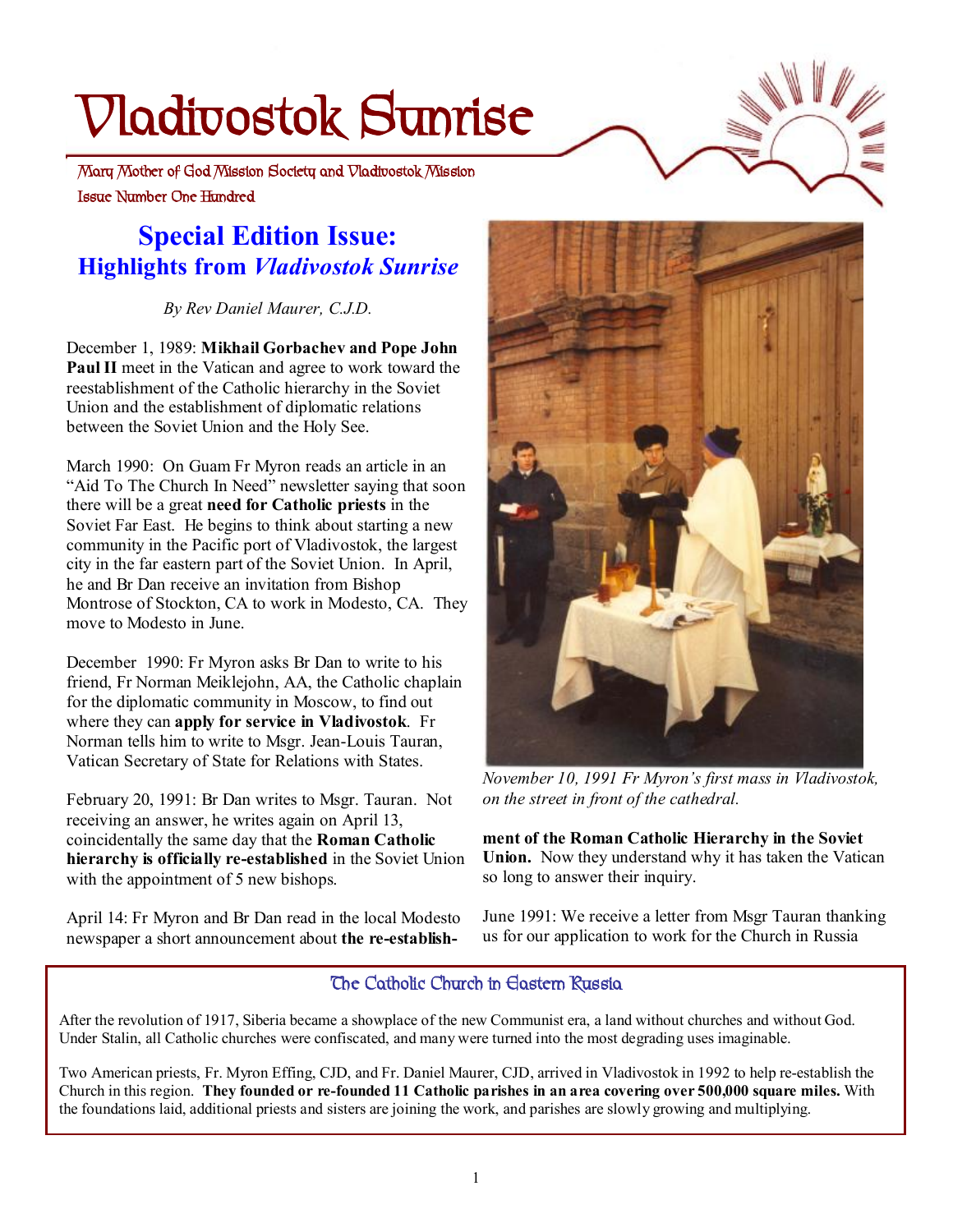# Vladivostok Sunrise

Mary Mother of God Mission Society and Vladivostok Mission

Issue Number One Hundred

## Special Edition Issue: Highlights from *Vladivostok Sunrise*

*By Rev Daniel Maurer, C.J.D.*

December 1, 1989: **Mikhail Gorbachev and Pope John Paul II** meet in the Vatican and agree to work toward the reestablishment of the Catholic hierarchy in the Soviet Union and the establishment of diplomatic relations between the Soviet Union and the Holy See.

March 1990: On Guam Fr Myron reads an article in an "Aid To The Church In Need" newsletter saying that soon there will be a great **need for Catholic priests** in the Soviet Far East. He begins to think about starting a new community in the Pacific port of Vladivostok, the largest city in the far eastern part of the Soviet Union. In April, he and Br Dan receive an invitation from Bishop Montrose of Stockton, CA to work in Modesto, CA. They move to Modesto in June.

December 1990: Fr Myron asks Br Dan to write to his friend, Fr Norman Meiklejohn, AA, the Catholic chaplain for the diplomatic community in Moscow, to find out where they can **apply for service in Vladivostok**. Fr Norman tells him to write to Msgr. Jean-Louis Tauran, Vatican Secretary of State for Relations with States.

February 20, 1991: Br Dan writes to Msgr. Tauran. Not receiving an answer, he writes again on April 13, coincidentally the same day that the **Roman Catholic hierarchy is officially re-established** in the Soviet Union with the appointment of 5 new bishops.

April 14: Fr Myron and Br Dan read in the local Modesto newspaper a short announcement about **the re-establishment of the Roman Catholic Hierarchy in the Soviet Union.** Now they understand why it has taken the Vatican so long to answer their inquiry.

*November 10, 1991 Fr Myron's first mass in Vladivostok, on the street in front of the cathedral.*

June 1991: We receive a letter from Msgr Tauran thanking us for our application to work for the Church in Russia

### The Catholic Church in Eastern Russia

After the revolution of 1917, Siberia became a showplace of the new Communist era, a land without churches and without God. Under Stalin, all Catholic churches were confiscated, and many were turned into the most degrading uses imaginable.

Two American priests, Fr. Myron Effing, CJD, and Fr. Daniel Maurer, CJD, arrived in Vladivostok in 1992 to help re-establish the Church in this region. **They founded or re-founded 11 Catholic parishes in an area covering over 500,000 square miles.** With the foundations laid, additional priests and sisters are joining the work, and parishes are slowly growing and multiplying.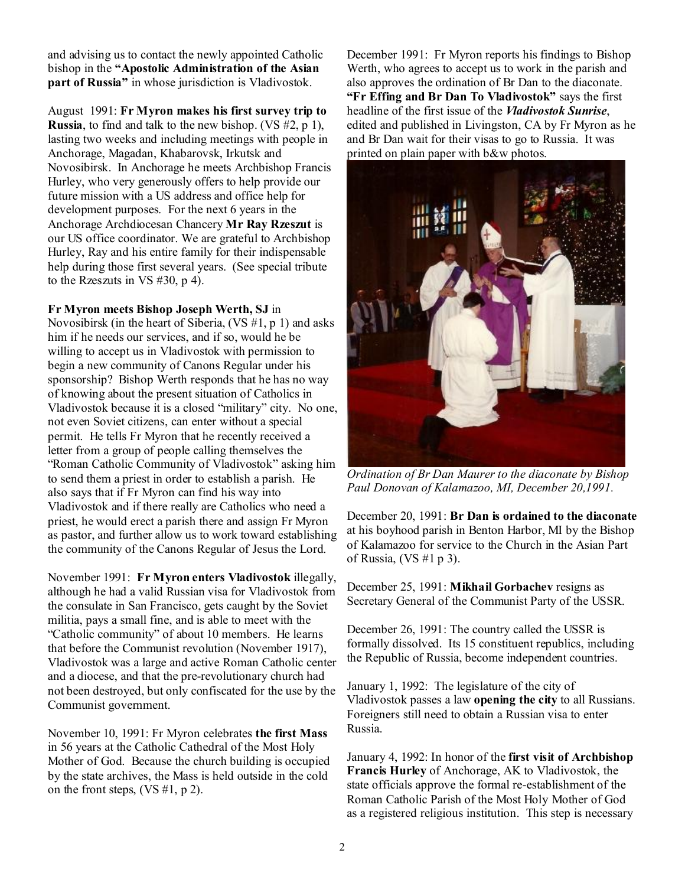and advising us to contact the newly appointed Catholic bishop in the **"Apostolic Administration of the Asian part of Russia"** in whose jurisdiction is Vladivostok.

August 1991: **Fr Myron makes his first survey trip to Russia**, to find and talk to the new bishop. (VS #2, p 1), lasting two weeks and including meetings with people in Anchorage, Magadan, Khabarovsk, Irkutsk and Novosibirsk. In Anchorage he meets Archbishop Francis Hurley, who very generously offers to help provide our future mission with a US address and office help for development purposes. For the next 6 years in the Anchorage Archdiocesan Chancery **Mr Ray Rzeszut** is our US office coordinator. We are grateful to Archbishop Hurley, Ray and his entire family for their indispensable help during those first several years. (See special tribute to the Rzeszuts in VS #30, p 4).

**Fr Myron meets Bishop Joseph Werth, SJ** in Novosibirsk (in the heart of Siberia, (VS #1, p 1) and asks him if he needs our services, and if so, would he be willing to accept us in Vladivostok with permission to begin a new community of Canons Regular under his sponsorship? Bishop Werth responds that he has no way of knowing about the present situation of Catholics in Vladivostok because it is a closed "military" city. No one, not even Soviet citizens, can enter without a special permit. He tells Fr Myron that he recently received a letter from a group of people calling themselves the "Roman Catholic Community of Vladivostok" asking him to send them a priest in order to establish a parish. He also says that if Fr Myron can find his way into Vladivostok and if there really are Catholics who need a priest, he would erect a parish there and assign Fr Myron as pastor, and further allow us to work toward establishing the community of the Canons Regular of Jesus the Lord.

November 1991: **Fr Myron enters Vladivostok** illegally, although he had a valid Russian visa for Vladivostok from the consulate in San Francisco, gets caught by the Soviet militia, pays a small fine, and is able to meet with the "Catholic community" of about 10 members. He learns that before the Communist revolution (November 1917), Vladivostok was a large and active Roman Catholic center and a diocese, and that the pre-revolutionary church had not been destroyed, but only confiscated for the use by the Communist government.

November 10, 1991: Fr Myron celebrates **the first Mass** in 56 years at the Catholic Cathedral of the Most Holy Mother of God. Because the church building is occupied by the state archives, the Mass is held outside in the cold on the front steps, (VS #1, p 2).

December 1991: Fr Myron reports his findings to Bishop Werth, who agrees to accept us to work in the parish and also approves the ordination of Br Dan to the diaconate. **"Fr Effing and Br Dan To Vladivostok"** says the first headline of the first issue of the ***Vladivostok Sunrise***, edited and published in Livingston, CA by Fr Myron as he and Br Dan wait for their visas to go to Russia. It was printed on plain paper with b&w photos.

*Ordination of Br Dan Maurer to the diaconate by Bishop Paul Donovan of Kalamazoo, MI, December 20,1991.*

December 20, 1991: **Br Dan is ordained to the diaconate** at his boyhood parish in Benton Harbor, MI by the Bishop of Kalamazoo for service to the Church in the Asian Part of Russia, (VS #1 p 3).

December 25, 1991: **Mikhail Gorbachev** resigns as Secretary General of the Communist Party of the USSR.

December 26, 1991: The country called the USSR is formally dissolved. Its 15 constituent republics, including the Republic of Russia, become independent countries.

January 1, 1992: The legislature of the city of Vladivostok passes a law **opening the city** to all Russians. Foreigners still need to obtain a Russian visa to enter Russia.

January 4, 1992: In honor of the **first visit of Archbishop Francis Hurley** of Anchorage, AK to Vladivostok, the state officials approve the formal re-establishment of the Roman Catholic Parish of the Most Holy Mother of God as a registered religious institution. This step is necessary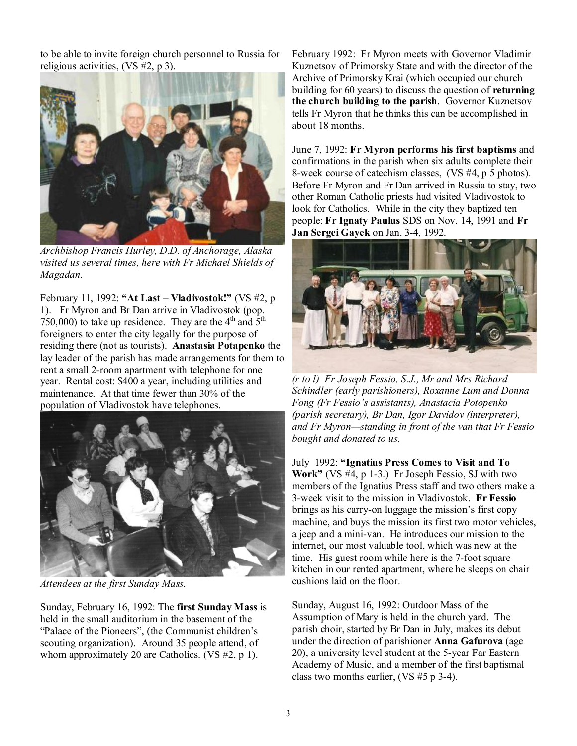to be able to invite foreign church personnel to Russia for religious activities, (VS #2, p 3).

*Archbishop Francis Hurley, D.D. of Anchorage, Alaska visited us several times, here with Fr Michael Shields of Magadan.*

February 11, 1992: **"At Last – Vladivostok!"** (VS #2, p 1). Fr Myron and Br Dan arrive in Vladivostok (pop. 750,000) to take up residence. They are the 4th and 5th foreigners to enter the city legally for the purpose of residing there (not as tourists). **Anastasia Potapenko** the lay leader of the parish has made arrangements for them to rent a small 2-room apartment with telephone for one year. Rental cost: $400 a year, including utilities and maintenance. At that time fewer than 30% of the population of Vladivostok have telephones.

*Attendees at the first Sunday Mass.*

Sunday, February 16, 1992: The **first Sunday Mass** is held in the small auditorium in the basement of the "Palace of the Pioneers", (the Communist children's scouting organization). Around 35 people attend, of whom approximately 20 are Catholics. (VS #2, p 1).

February 1992: Fr Myron meets with Governor Vladimir Kuznetsov of Primorsky State and with the director of the Archive of Primorsky Krai (which occupied our church building for 60 years) to discuss the question of **returning the church building to the parish**. Governor Kuznetsov tells Fr Myron that he thinks this can be accomplished in about 18 months.

June 7, 1992: **Fr Myron performs his first baptisms** and confirmations in the parish when six adults complete their 8-week course of catechism classes, (VS #4, p 5 photos). Before Fr Myron and Fr Dan arrived in Russia to stay, two other Roman Catholic priests had visited Vladivostok to look for Catholics. While in the city they baptized ten people: **Fr Ignaty Paulus** SDS on Nov. 14, 1991 and **Fr Jan Sergei Gayek** on Jan. 3-4, 1992.

*(r to l) Fr Joseph Fessio, S.J., Mr and Mrs Richard Schindler (early parishioners), Roxanne Lum and Donna Fong (Fr Fessio's assistants), Anastacia Potopenko (parish secretary), Br Dan, Igor Davidov (interpreter), and Fr Myron—standing in front of the van that Fr Fessio bought and donated to us.*

July 1992: **"Ignatius Press Comes to Visit and To Work"** (VS #4, p 1-3.) Fr Joseph Fessio, SJ with two members of the Ignatius Press staff and two others make a 3-week visit to the mission in Vladivostok. **Fr Fessio** brings as his carry-on luggage the mission's first copy machine, and buys the mission its first two motor vehicles, a jeep and a mini-van. He introduces our mission to the internet, our most valuable tool, which was new at the time. His guest room while here is the 7-foot square kitchen in our rented apartment, where he sleeps on chair cushions laid on the floor.

Sunday, August 16, 1992: Outdoor Mass of the Assumption of Mary is held in the church yard. The parish choir, started by Br Dan in July, makes its debut under the direction of parishioner **Anna Gafurova** (age 20), a university level student at the 5-year Far Eastern Academy of Music, and a member of the first baptismal class two months earlier, (VS #5 p 3-4).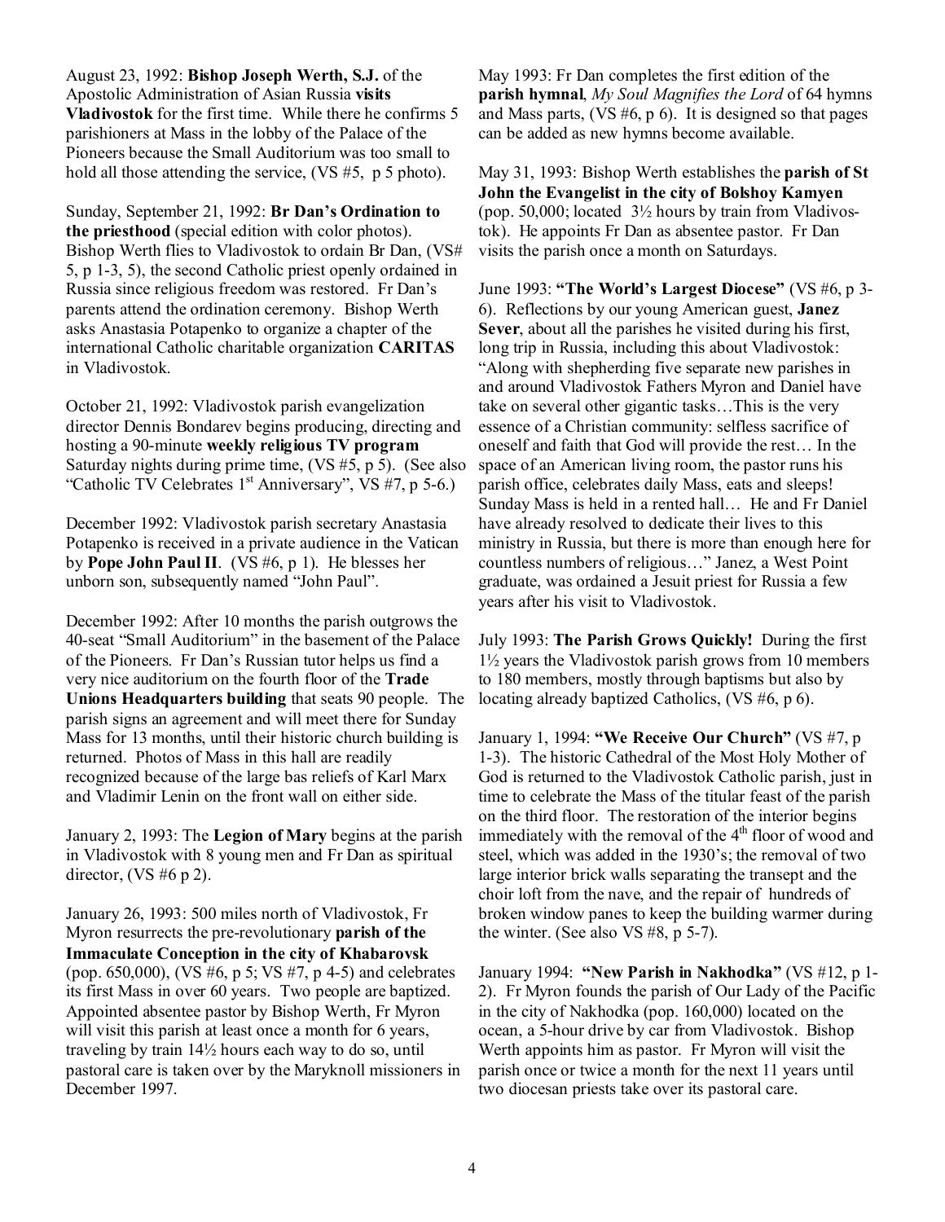August 23, 1992: **Bishop Joseph Werth, S.J.** of the Apostolic Administration of Asian Russia **visits Vladivostok** for the first time. While there he confirms 5 parishioners at Mass in the lobby of the Palace of the Pioneers because the Small Auditorium was too small to hold all those attending the service, (VS #5, p 5 photo).

Sunday, September 21, 1992: **Br Dan's Ordination to the priesthood** (special edition with color photos). Bishop Werth flies to Vladivostok to ordain Br Dan, (VS# 5, p 1-3, 5), the second Catholic priest openly ordained in Russia since religious freedom was restored. Fr Dan's parents attend the ordination ceremony. Bishop Werth asks Anastasia Potapenko to organize a chapter of the international Catholic charitable organization **CARITAS** in Vladivostok.

October 21, 1992: Vladivostok parish evangelization director Dennis Bondarev begins producing, directing and hosting a 90-minute **weekly religious TV program** Saturday nights during prime time, (VS #5, p 5). (See also "Catholic TV Celebrates 1st Anniversary", VS #7, p 5-6.)

December 1992: Vladivostok parish secretary Anastasia Potapenko is received in a private audience in the Vatican by **Pope John Paul II**. (VS #6, p 1). He blesses her unborn son, subsequently named "John Paul".

December 1992: After 10 months the parish outgrows the 40-seat "Small Auditorium" in the basement of the Palace of the Pioneers. Fr Dan's Russian tutor helps us find a very nice auditorium on the fourth floor of the **Trade Unions Headquarters building** that seats 90 people. The parish signs an agreement and will meet there for Sunday Mass for 13 months, until their historic church building is returned. Photos of Mass in this hall are readily recognized because of the large bas reliefs of Karl Marx and Vladimir Lenin on the front wall on either side.

January 2, 1993: The **Legion of Mary** begins at the parish in Vladivostok with 8 young men and Fr Dan as spiritual director, (VS #6 p 2).

January 26, 1993: 500 miles north of Vladivostok, Fr Myron resurrects the pre-revolutionary **parish of the Immaculate Conception in the city of Khabarovsk** (pop. 650,000), (VS #6, p 5; VS #7, p 4-5) and celebrates its first Mass in over 60 years. Two people are baptized. Appointed absentee pastor by Bishop Werth, Fr Myron will visit this parish at least once a month for 6 years, traveling by train 14½ hours each way to do so, until pastoral care is taken over by the Maryknoll missioners in December 1997.

May 1993: Fr Dan completes the first edition of the **parish hymnal**, *My Soul Magnifies the Lord* of 64 hymns and Mass parts, (VS #6, p 6). It is designed so that pages can be added as new hymns become available.

May 31, 1993: Bishop Werth establishes the **parish of St John the Evangelist in the city of Bolshoy Kamyen** (pop. 50,000; located 3½ hours by train from Vladivostok). He appoints Fr Dan as absentee pastor. Fr Dan visits the parish once a month on Saturdays.

June 1993: **"The World's Largest Diocese"** (VS #6, p 3-6). Reflections by our young American guest, **Janez Sever**, about all the parishes he visited during his first, long trip in Russia, including this about Vladivostok: "Along with shepherding five separate new parishes in and around Vladivostok Fathers Myron and Daniel have take on several other gigantic tasks…This is the very essence of a Christian community: selfless sacrifice of oneself and faith that God will provide the rest… In the space of an American living room, the pastor runs his parish office, celebrates daily Mass, eats and sleeps! Sunday Mass is held in a rented hall… He and Fr Daniel have already resolved to dedicate their lives to this ministry in Russia, but there is more than enough here for countless numbers of religious…" Janez, a West Point graduate, was ordained a Jesuit priest for Russia a few years after his visit to Vladivostok.

July 1993: **The Parish Grows Quickly!** During the first 1½ years the Vladivostok parish grows from 10 members to 180 members, mostly through baptisms but also by locating already baptized Catholics, (VS #6, p 6).

January 1, 1994: **"We Receive Our Church"** (VS #7, p 1-3). The historic Cathedral of the Most Holy Mother of God is returned to the Vladivostok Catholic parish, just in time to celebrate the Mass of the titular feast of the parish on the third floor. The restoration of the interior begins immediately with the removal of the 4th floor of wood and steel, which was added in the 1930's; the removal of two large interior brick walls separating the transept and the choir loft from the nave, and the repair of hundreds of broken window panes to keep the building warmer during the winter. (See also VS #8, p 5-7).

January 1994: **"New Parish in Nakhodka"** (VS #12, p 1-2). Fr Myron founds the parish of Our Lady of the Pacific in the city of Nakhodka (pop. 160,000) located on the ocean, a 5-hour drive by car from Vladivostok. Bishop Werth appoints him as pastor. Fr Myron will visit the parish once or twice a month for the next 11 years until two diocesan priests take over its pastoral care.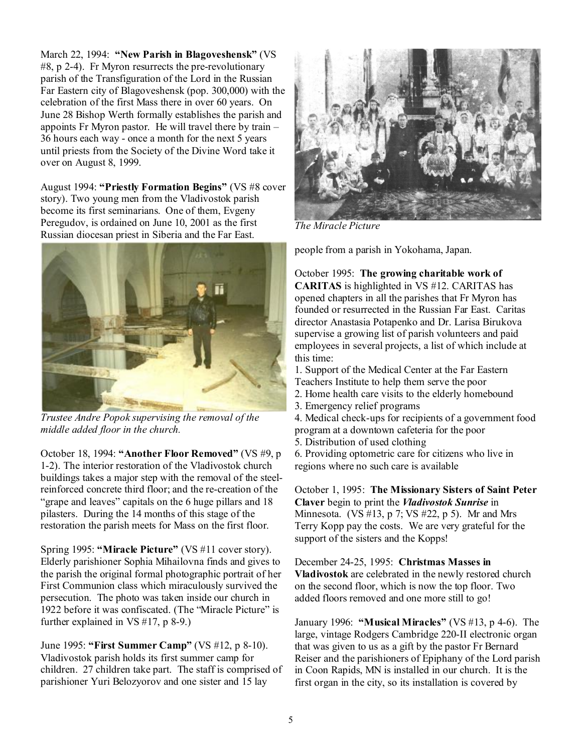March 22, 1994: **"New Parish in Blagoveshensk"** (VS #8, p 2-4). Fr Myron resurrects the pre-revolutionary parish of the Transfiguration of the Lord in the Russian Far Eastern city of Blagoveshensk (pop. 300,000) with the celebration of the first Mass there in over 60 years. On June 28 Bishop Werth formally establishes the parish and appoints Fr Myron pastor. He will travel there by train – 36 hours each way - once a month for the next 5 years until priests from the Society of the Divine Word take it over on August 8, 1999.

August 1994: **"Priestly Formation Begins"** (VS #8 cover story). Two young men from the Vladivostok parish become its first seminarians. One of them, Evgeny Peregudov, is ordained on June 10, 2001 as the first Russian diocesan priest in Siberia and the Far East.

*Trustee Andre Popok supervising the removal of the middle added floor in the church.*

October 18, 1994: **"Another Floor Removed"** (VS #9, p 1-2). The interior restoration of the Vladivostok church buildings takes a major step with the removal of the steel-reinforced concrete third floor; and the re-creation of the "grape and leaves" capitals on the 6 huge pillars and 18 pilasters. During the 14 months of this stage of the restoration the parish meets for Mass on the first floor.

Spring 1995: **"Miracle Picture"** (VS #11 cover story). Elderly parishioner Sophia Mihailovna finds and gives to the parish the original formal photographic portrait of her First Communion class which miraculously survived the persecution. The photo was taken inside our church in 1922 before it was confiscated. (The "Miracle Picture" is further explained in VS #17, p 8-9.)

June 1995: **"First Summer Camp"** (VS #12, p 8-10). Vladivostok parish holds its first summer camp for children. 27 children take part. The staff is comprised of parishioner Yuri Belozyorov and one sister and 15 lay people from a parish in Yokohama, Japan.

*The Miracle Picture*

October 1995: **The growing charitable work of CARITAS** is highlighted in VS #12. CARITAS has opened chapters in all the parishes that Fr Myron has founded or resurrected in the Russian Far East. Caritas director Anastasia Potapenko and Dr. Larisa Birukova supervise a growing list of parish volunteers and paid employees in several projects, a list of which include at this time:

1. Support of the Medical Center at the Far Eastern Teachers Institute to help them serve the poor
2. Home health care visits to the elderly homebound
3. Emergency relief programs
4. Medical check-ups for recipients of a government food program at a downtown cafeteria for the poor
5. Distribution of used clothing
6. Providing optometric care for citizens who live in regions where no such care is available

October 1, 1995: **The Missionary Sisters of Saint Peter Claver** begin to print the ***Vladivostok Sunrise*** in Minnesota. (VS #13, p 7; VS #22, p 5). Mr and Mrs Terry Kopp pay the costs. We are very grateful for the support of the sisters and the Kopps!

December 24-25, 1995: **Christmas Masses in Vladivostok** are celebrated in the newly restored church on the second floor, which is now the top floor. Two added floors removed and one more still to go!

January 1996: **"Musical Miracles"** (VS #13, p 4-6). The large, vintage Rodgers Cambridge 220-II electronic organ that was given to us as a gift by the pastor Fr Bernard Reiser and the parishioners of Epiphany of the Lord parish in Coon Rapids, MN is installed in our church. It is the first organ in the city, so its installation is covered by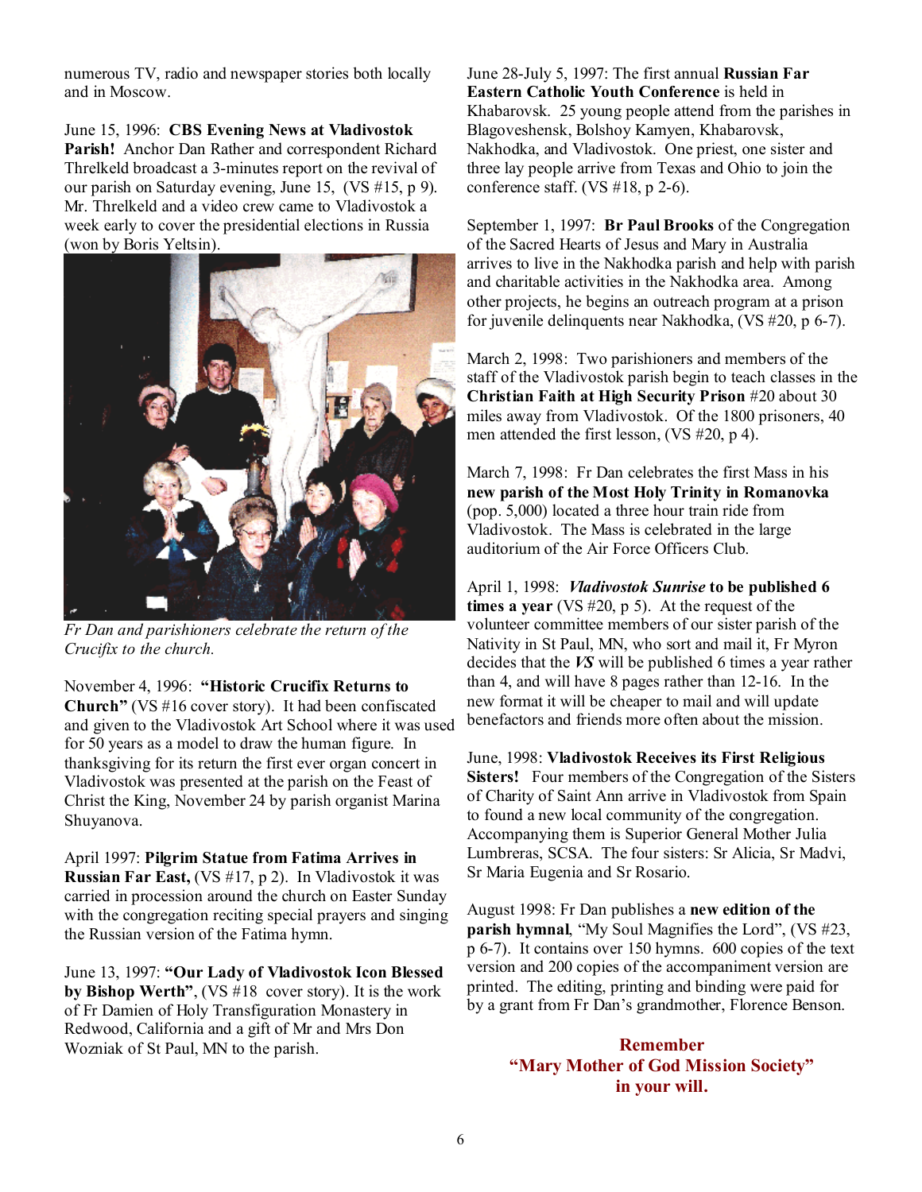numerous TV, radio and newspaper stories both locally and in Moscow.

June 15, 1996: **CBS Evening News at Vladivostok Parish!** Anchor Dan Rather and correspondent Richard Threlkeld broadcast a 3-minutes report on the revival of our parish on Saturday evening, June 15, (VS #15, p 9). Mr. Threlkeld and a video crew came to Vladivostok a week early to cover the presidential elections in Russia (won by Boris Yeltsin).

*Fr Dan and parishioners celebrate the return of the Crucifix to the church.*

November 4, 1996: **"Historic Crucifix Returns to Church"** (VS #16 cover story). It had been confiscated and given to the Vladivostok Art School where it was used for 50 years as a model to draw the human figure. In thanksgiving for its return the first ever organ concert in Vladivostok was presented at the parish on the Feast of Christ the King, November 24 by parish organist Marina Shuyanova.

April 1997: **Pilgrim Statue from Fatima Arrives in Russian Far East,** (VS #17, p 2). In Vladivostok it was carried in procession around the church on Easter Sunday with the congregation reciting special prayers and singing the Russian version of the Fatima hymn.

June 13, 1997: **"Our Lady of Vladivostok Icon Blessed by Bishop Werth"**, (VS #18 cover story). It is the work of Fr Damien of Holy Transfiguration Monastery in Redwood, California and a gift of Mr and Mrs Don Wozniak of St Paul, MN to the parish.

June 28-July 5, 1997: The first annual **Russian Far Eastern Catholic Youth Conference** is held in Khabarovsk. 25 young people attend from the parishes in Blagoveshensk, Bolshoy Kamyen, Khabarovsk, Nakhodka, and Vladivostok. One priest, one sister and three lay people arrive from Texas and Ohio to join the conference staff. (VS #18, p 2-6).

September 1, 1997: **Br Paul Brooks** of the Congregation of the Sacred Hearts of Jesus and Mary in Australia arrives to live in the Nakhodka parish and help with parish and charitable activities in the Nakhodka area. Among other projects, he begins an outreach program at a prison for juvenile delinquents near Nakhodka, (VS #20, p 6-7).

March 2, 1998: Two parishioners and members of the staff of the Vladivostok parish begin to teach classes in the **Christian Faith at High Security Prison** #20 about 30 miles away from Vladivostok. Of the 1800 prisoners, 40 men attended the first lesson, (VS #20, p 4).

March 7, 1998: Fr Dan celebrates the first Mass in his **new parish of the Most Holy Trinity in Romanovka** (pop. 5,000) located a three hour train ride from Vladivostok. The Mass is celebrated in the large auditorium of the Air Force Officers Club.

April 1, 1998: ***Vladivostok Sunrise* to be published 6 times a year** (VS #20, p 5). At the request of the volunteer committee members of our sister parish of the Nativity in St Paul, MN, who sort and mail it, Fr Myron decides that the ***VS*** will be published 6 times a year rather than 4, and will have 8 pages rather than 12-16. In the new format it will be cheaper to mail and will update benefactors and friends more often about the mission.

June, 1998: **Vladivostok Receives its First Religious Sisters!** Four members of the Congregation of the Sisters of Charity of Saint Ann arrive in Vladivostok from Spain to found a new local community of the congregation. Accompanying them is Superior General Mother Julia Lumbreras, SCSA. The four sisters: Sr Alicia, Sr Madvi, Sr Maria Eugenia and Sr Rosario.

August 1998: Fr Dan publishes a **new edition of the parish hymnal**, "My Soul Magnifies the Lord", (VS #23, p 6-7). It contains over 150 hymns. 600 copies of the text version and 200 copies of the accompaniment version are printed. The editing, printing and binding were paid for by a grant from Fr Dan's grandmother, Florence Benson.

**Remember**
**"Mary Mother of God Mission Society"**
**in your will.**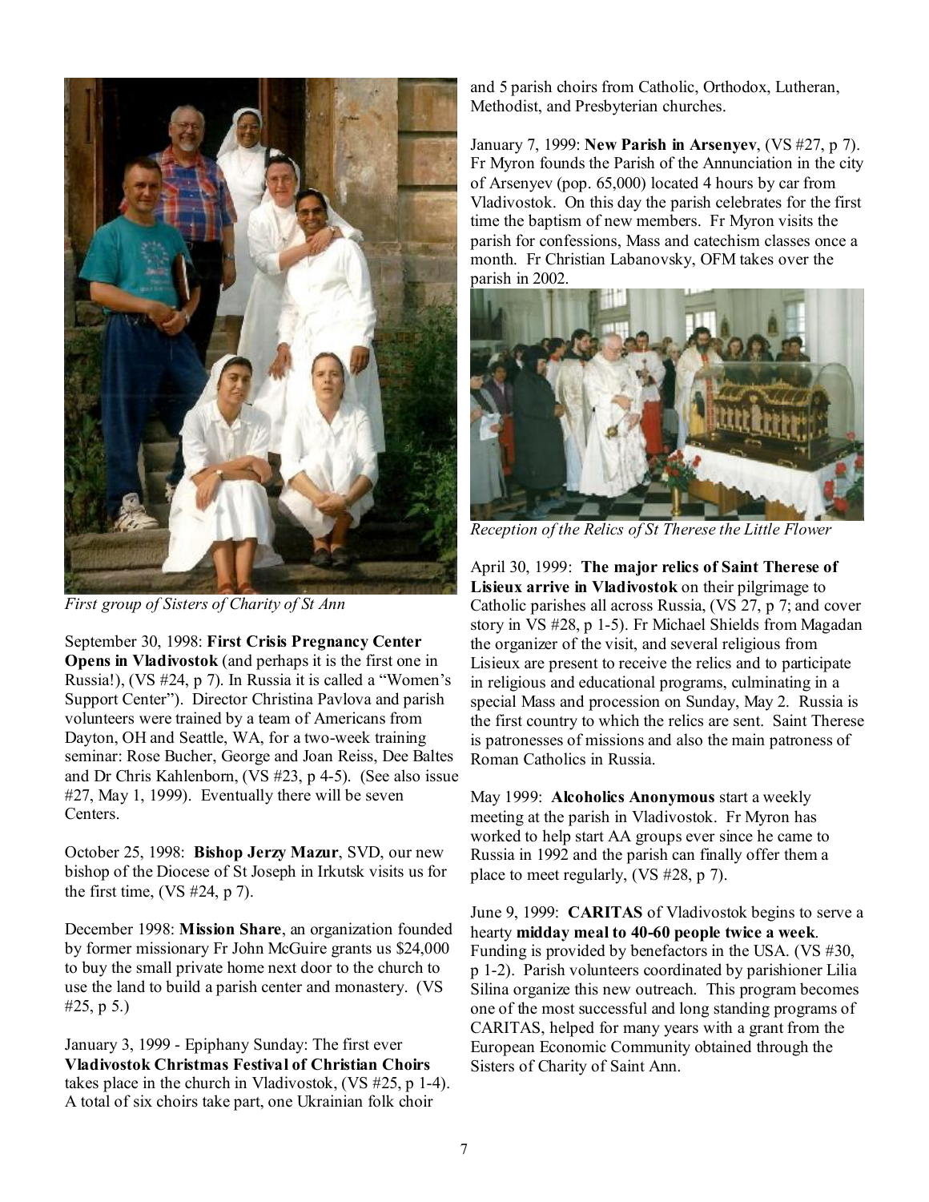*First group of Sisters of Charity of St Ann*

September 30, 1998: **First Crisis Pregnancy Center Opens in Vladivostok** (and perhaps it is the first one in Russia!), (VS #24, p 7). In Russia it is called a "Women's Support Center"). Director Christina Pavlova and parish volunteers were trained by a team of Americans from Dayton, OH and Seattle, WA, for a two-week training seminar: Rose Bucher, George and Joan Reiss, Dee Baltes and Dr Chris Kahlenborn, (VS #23, p 4-5). (See also issue #27, May 1, 1999). Eventually there will be seven Centers.

October 25, 1998: **Bishop Jerzy Mazur**, SVD, our new bishop of the Diocese of St Joseph in Irkutsk visits us for the first time, (VS #24, p 7).

December 1998: **Mission Share**, an organization founded by former missionary Fr John McGuire grants us $24,000 to buy the small private home next door to the church to use the land to build a parish center and monastery. (VS #25, p 5.)

January 3, 1999 - Epiphany Sunday: The first ever **Vladivostok Christmas Festival of Christian Choirs** takes place in the church in Vladivostok, (VS #25, p 1-4). A total of six choirs take part, one Ukrainian folk choir and 5 parish choirs from Catholic, Orthodox, Lutheran, Methodist, and Presbyterian churches.

January 7, 1999: **New Parish in Arsenyev**, (VS #27, p 7). Fr Myron founds the Parish of the Annunciation in the city of Arsenyev (pop. 65,000) located 4 hours by car from Vladivostok. On this day the parish celebrates for the first time the baptism of new members. Fr Myron visits the parish for confessions, Mass and catechism classes once a month. Fr Christian Labanovsky, OFM takes over the parish in 2002.

*Reception of the Relics of St Therese the Little Flower*

April 30, 1999: **The major relics of Saint Therese of Lisieux arrive in Vladivostok** on their pilgrimage to Catholic parishes all across Russia, (VS 27, p 7; and cover story in VS #28, p 1-5). Fr Michael Shields from Magadan the organizer of the visit, and several religious from Lisieux are present to receive the relics and to participate in religious and educational programs, culminating in a special Mass and procession on Sunday, May 2. Russia is the first country to which the relics are sent. Saint Therese is patronesses of missions and also the main patroness of Roman Catholics in Russia.

May 1999: **Alcoholics Anonymous** start a weekly meeting at the parish in Vladivostok. Fr Myron has worked to help start AA groups ever since he came to Russia in 1992 and the parish can finally offer them a place to meet regularly, (VS #28, p 7).

June 9, 1999: **CARITAS** of Vladivostok begins to serve a hearty **midday meal to 40-60 people twice a week**. Funding is provided by benefactors in the USA. (VS #30, p 1-2). Parish volunteers coordinated by parishioner Lilia Silina organize this new outreach. This program becomes one of the most successful and long standing programs of CARITAS, helped for many years with a grant from the European Economic Community obtained through the Sisters of Charity of Saint Ann.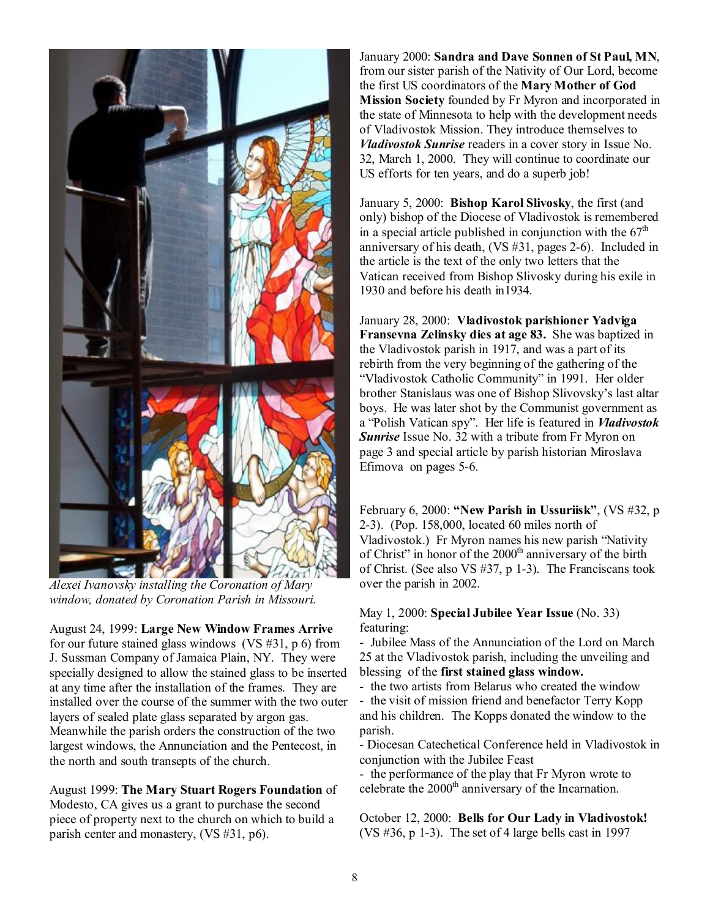*Alexei Ivanovsky installing the Coronation of Mary window, donated by Coronation Parish in Missouri.*

August 24, 1999: **Large New Window Frames Arrive** for our future stained glass windows (VS #31, p 6) from J. Sussman Company of Jamaica Plain, NY. They were specially designed to allow the stained glass to be inserted at any time after the installation of the frames. They are installed over the course of the summer with the two outer layers of sealed plate glass separated by argon gas. Meanwhile the parish orders the construction of the two largest windows, the Annunciation and the Pentecost, in the north and south transepts of the church.

August 1999: **The Mary Stuart Rogers Foundation** of Modesto, CA gives us a grant to purchase the second piece of property next to the church on which to build a parish center and monastery, (VS #31, p6).

January 2000: **Sandra and Dave Sonnen of St Paul, MN**, from our sister parish of the Nativity of Our Lord, become the first US coordinators of the **Mary Mother of God Mission Society** founded by Fr Myron and incorporated in the state of Minnesota to help with the development needs of Vladivostok Mission. They introduce themselves to ***Vladivostok Sunrise*** readers in a cover story in Issue No. 32, March 1, 2000. They will continue to coordinate our US efforts for ten years, and do a superb job!

January 5, 2000: **Bishop Karol Slivosky**, the first (and only) bishop of the Diocese of Vladivostok is remembered in a special article published in conjunction with the 67th anniversary of his death, (VS #31, pages 2-6). Included in the article is the text of the only two letters that the Vatican received from Bishop Slivosky during his exile in 1930 and before his death in1934.

January 28, 2000: **Vladivostok parishioner Yadviga Fransevna Zelinsky dies at age 83.** She was baptized in the Vladivostok parish in 1917, and was a part of its rebirth from the very beginning of the gathering of the "Vladivostok Catholic Community" in 1991. Her older brother Stanislaus was one of Bishop Slivovsky's last altar boys. He was later shot by the Communist government as a "Polish Vatican spy". Her life is featured in ***Vladivostok Sunrise*** Issue No. 32 with a tribute from Fr Myron on page 3 and special article by parish historian Miroslava Efimova on pages 5-6.

February 6, 2000: **"New Parish in Ussuriisk"**, (VS #32, p 2-3). (Pop. 158,000, located 60 miles north of Vladivostok.) Fr Myron names his new parish "Nativity of Christ" in honor of the 2000th anniversary of the birth of Christ. (See also VS #37, p 1-3). The Franciscans took over the parish in 2002.

May 1, 2000: **Special Jubilee Year Issue** (No. 33) featuring:

- Jubilee Mass of the Annunciation of the Lord on March 25 at the Vladivostok parish, including the unveiling and blessing of the **first stained glass window.**
- the two artists from Belarus who created the window
- the visit of mission friend and benefactor Terry Kopp and his children. The Kopps donated the window to the parish.
- Diocesan Catechetical Conference held in Vladivostok in conjunction with the Jubilee Feast
- the performance of the play that Fr Myron wrote to celebrate the 2000th anniversary of the Incarnation.

October 12, 2000: **Bells for Our Lady in Vladivostok!** (VS #36, p 1-3). The set of 4 large bells cast in 1997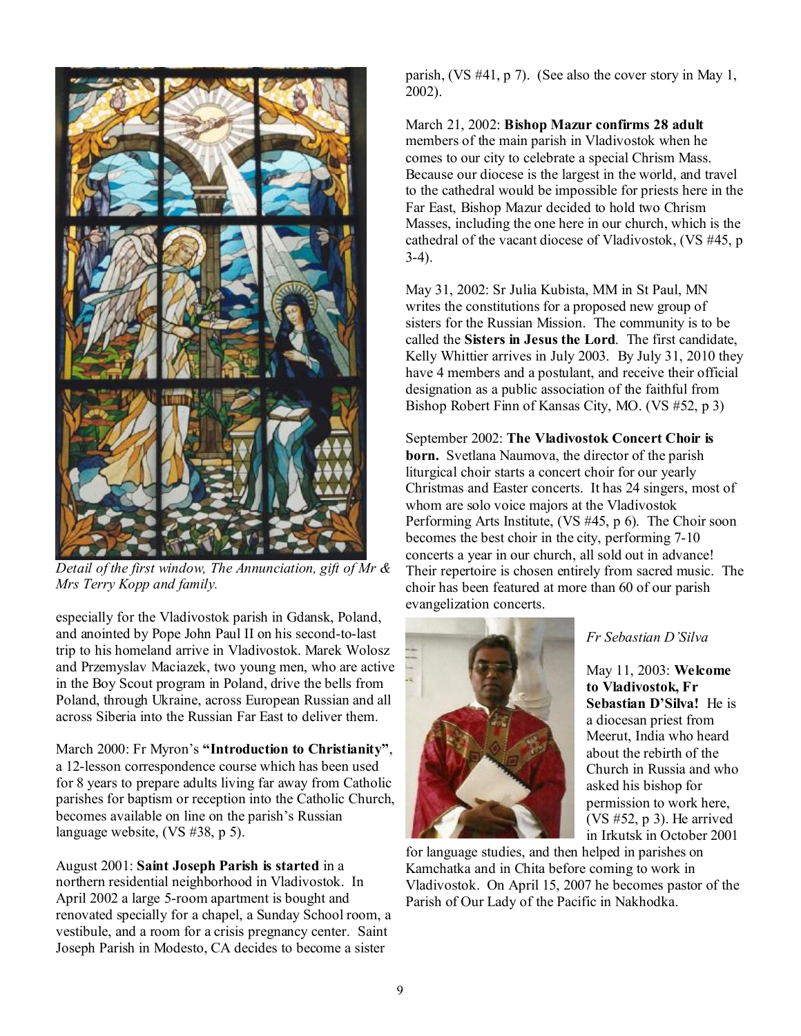*Detail of the first window, The Annunciation, gift of Mr & Mrs Terry Kopp and family.*

especially for the Vladivostok parish in Gdansk, Poland, and anointed by Pope John Paul II on his second-to-last trip to his homeland arrive in Vladivostok. Marek Wolosz and Przemyslav Maciazek, two young men, who are active in the Boy Scout program in Poland, drive the bells from Poland, through Ukraine, across European Russian and all across Siberia into the Russian Far East to deliver them.

March 2000: Fr Myron's **"Introduction to Christianity"**, a 12-lesson correspondence course which has been used for 8 years to prepare adults living far away from Catholic parishes for baptism or reception into the Catholic Church, becomes available on line on the parish's Russian language website, (VS #38, p 5).

August 2001: **Saint Joseph Parish is started** in a northern residential neighborhood in Vladivostok. In April 2002 a large 5-room apartment is bought and renovated specially for a chapel, a Sunday School room, a vestibule, and a room for a crisis pregnancy center. Saint Joseph Parish in Modesto, CA decides to become a sister parish, (VS #41, p 7). (See also the cover story in May 1, 2002).

March 21, 2002: **Bishop Mazur confirms 28 adult** members of the main parish in Vladivostok when he comes to our city to celebrate a special Chrism Mass. Because our diocese is the largest in the world, and travel to the cathedral would be impossible for priests here in the Far East, Bishop Mazur decided to hold two Chrism Masses, including the one here in our church, which is the cathedral of the vacant diocese of Vladivostok, (VS #45, p 3-4).

May 31, 2002: Sr Julia Kubista, MM in St Paul, MN writes the constitutions for a proposed new group of sisters for the Russian Mission. The community is to be called the **Sisters in Jesus the Lord**. The first candidate, Kelly Whittier arrives in July 2003. By July 31, 2010 they have 4 members and a postulant, and receive their official designation as a public association of the faithful from Bishop Robert Finn of Kansas City, MO. (VS #52, p 3)

September 2002: **The Vladivostok Concert Choir is born.** Svetlana Naumova, the director of the parish liturgical choir starts a concert choir for our yearly Christmas and Easter concerts. It has 24 singers, most of whom are solo voice majors at the Vladivostok Performing Arts Institute, (VS #45, p 6). The Choir soon becomes the best choir in the city, performing 7-10 concerts a year in our church, all sold out in advance! Their repertoire is chosen entirely from sacred music. The choir has been featured at more than 60 of our parish evangelization concerts.

*Fr Sebastian D'Silva*

May 11, 2003: **Welcome to Vladivostok, Fr Sebastian D'Silva!** He is a diocesan priest from Meerut, India who heard about the rebirth of the Church in Russia and who asked his bishop for permission to work here, (VS #52, p 3). He arrived in Irkutsk in October 2001 for language studies, and then helped in parishes on Kamchatka and in Chita before coming to work in Vladivostok. On April 15, 2007 he becomes pastor of the Parish of Our Lady of the Pacific in Nakhodka.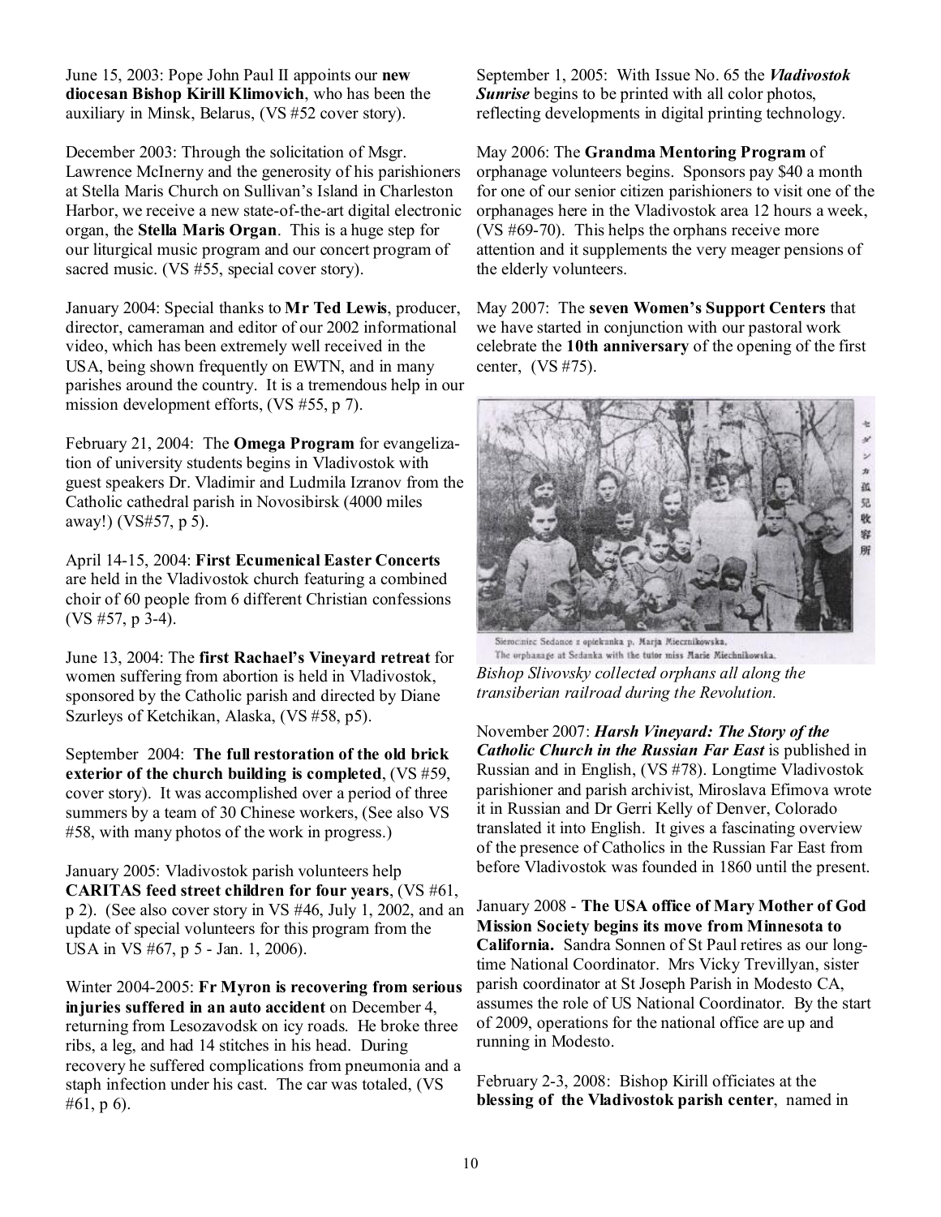June 15, 2003: Pope John Paul II appoints our **new diocesan Bishop Kirill Klimovich**, who has been the auxiliary in Minsk, Belarus, (VS #52 cover story).

December 2003: Through the solicitation of Msgr. Lawrence McInerny and the generosity of his parishioners at Stella Maris Church on Sullivan's Island in Charleston Harbor, we receive a new state-of-the-art digital electronic organ, the **Stella Maris Organ**. This is a huge step for our liturgical music program and our concert program of sacred music. (VS #55, special cover story).

January 2004: Special thanks to **Mr Ted Lewis**, producer, director, cameraman and editor of our 2002 informational video, which has been extremely well received in the USA, being shown frequently on EWTN, and in many parishes around the country. It is a tremendous help in our mission development efforts, (VS #55, p 7).

February 21, 2004: The **Omega Program** for evangelization of university students begins in Vladivostok with guest speakers Dr. Vladimir and Ludmila Izranov from the Catholic cathedral parish in Novosibirsk (4000 miles away!) (VS#57, p 5).

April 14-15, 2004: **First Ecumenical Easter Concerts** are held in the Vladivostok church featuring a combined choir of 60 people from 6 different Christian confessions (VS #57, p 3-4).

June 13, 2004: The **first Rachael's Vineyard retreat** for women suffering from abortion is held in Vladivostok, sponsored by the Catholic parish and directed by Diane Szurleys of Ketchikan, Alaska, (VS #58, p5).

September 2004: **The full restoration of the old brick exterior of the church building is completed**, (VS #59, cover story). It was accomplished over a period of three summers by a team of 30 Chinese workers, (See also VS #58, with many photos of the work in progress.)

January 2005: Vladivostok parish volunteers help **CARITAS feed street children for four years**, (VS #61, p 2). (See also cover story in VS #46, July 1, 2002, and an update of special volunteers for this program from the USA in VS #67, p 5 - Jan. 1, 2006).

Winter 2004-2005: **Fr Myron is recovering from serious injuries suffered in an auto accident** on December 4, returning from Lesozavodsk on icy roads. He broke three ribs, a leg, and had 14 stitches in his head. During recovery he suffered complications from pneumonia and a staph infection under his cast. The car was totaled, (VS #61, p 6).

September 1, 2005: With Issue No. 65 the ***Vladivostok Sunrise*** begins to be printed with all color photos, reflecting developments in digital printing technology.

May 2006: The **Grandma Mentoring Program** of orphanage volunteers begins. Sponsors pay $40 a month for one of our senior citizen parishioners to visit one of the orphanages here in the Vladivostok area 12 hours a week, (VS #69-70). This helps the orphans receive more attention and it supplements the very meager pensions of the elderly volunteers.

May 2007: The **seven Women's Support Centers** that we have started in conjunction with our pastoral work celebrate the **10th anniversary** of the opening of the first center, (VS #75).

Sierociniec Sedance z opiekunka p. Marja Miecznikowska.
The orphanage at Sedanka with the tutor miss Marie Miechnikowska.

*Bishop Slivovsky collected orphans all along the transiberian railroad during the Revolution.*

November 2007: ***Harsh Vineyard: The Story of the Catholic Church in the Russian Far East*** is published in Russian and in English, (VS #78). Longtime Vladivostok parishioner and parish archivist, Miroslava Efimova wrote it in Russian and Dr Gerri Kelly of Denver, Colorado translated it into English. It gives a fascinating overview of the presence of Catholics in the Russian Far East from before Vladivostok was founded in 1860 until the present.

January 2008 - **The USA office of Mary Mother of God Mission Society begins its move from Minnesota to California.** Sandra Sonnen of St Paul retires as our longtime National Coordinator. Mrs Vicky Trevillyan, sister parish coordinator at St Joseph Parish in Modesto CA, assumes the role of US National Coordinator. By the start of 2009, operations for the national office are up and running in Modesto.

February 2-3, 2008: Bishop Kirill officiates at the **blessing of the Vladivostok parish center**, named in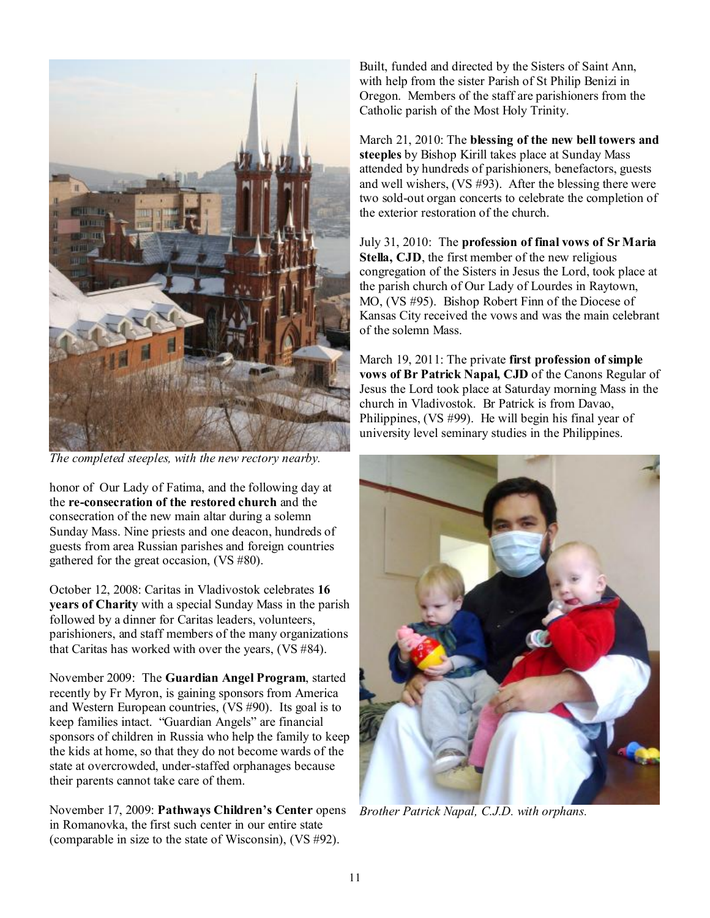*The completed steeples, with the new rectory nearby.*

honor of Our Lady of Fatima, and the following day at the **re-consecration of the restored church** and the consecration of the new main altar during a solemn Sunday Mass. Nine priests and one deacon, hundreds of guests from area Russian parishes and foreign countries gathered for the great occasion, (VS #80).

October 12, 2008: Caritas in Vladivostok celebrates **16 years of Charity** with a special Sunday Mass in the parish followed by a dinner for Caritas leaders, volunteers, parishioners, and staff members of the many organizations that Caritas has worked with over the years, (VS #84).

November 2009: The **Guardian Angel Program**, started recently by Fr Myron, is gaining sponsors from America and Western European countries, (VS #90). Its goal is to keep families intact. "Guardian Angels" are financial sponsors of children in Russia who help the family to keep the kids at home, so that they do not become wards of the state at overcrowded, under-staffed orphanages because their parents cannot take care of them.

November 17, 2009: **Pathways Children's Center** opens in Romanovka, the first such center in our entire state (comparable in size to the state of Wisconsin), (VS #92). Built, funded and directed by the Sisters of Saint Ann, with help from the sister Parish of St Philip Benizi in Oregon. Members of the staff are parishioners from the Catholic parish of the Most Holy Trinity.

March 21, 2010: The **blessing of the new bell towers and steeples** by Bishop Kirill takes place at Sunday Mass attended by hundreds of parishioners, benefactors, guests and well wishers, (VS #93). After the blessing there were two sold-out organ concerts to celebrate the completion of the exterior restoration of the church.

July 31, 2010: The **profession of final vows of Sr Maria Stella, CJD**, the first member of the new religious congregation of the Sisters in Jesus the Lord, took place at the parish church of Our Lady of Lourdes in Raytown, MO, (VS #95). Bishop Robert Finn of the Diocese of Kansas City received the vows and was the main celebrant of the solemn Mass.

March 19, 2011: The private **first profession of simple vows of Br Patrick Napal, CJD** of the Canons Regular of Jesus the Lord took place at Saturday morning Mass in the church in Vladivostok. Br Patrick is from Davao, Philippines, (VS #99). He will begin his final year of university level seminary studies in the Philippines.

*Brother Patrick Napal, C.J.D. with orphans.*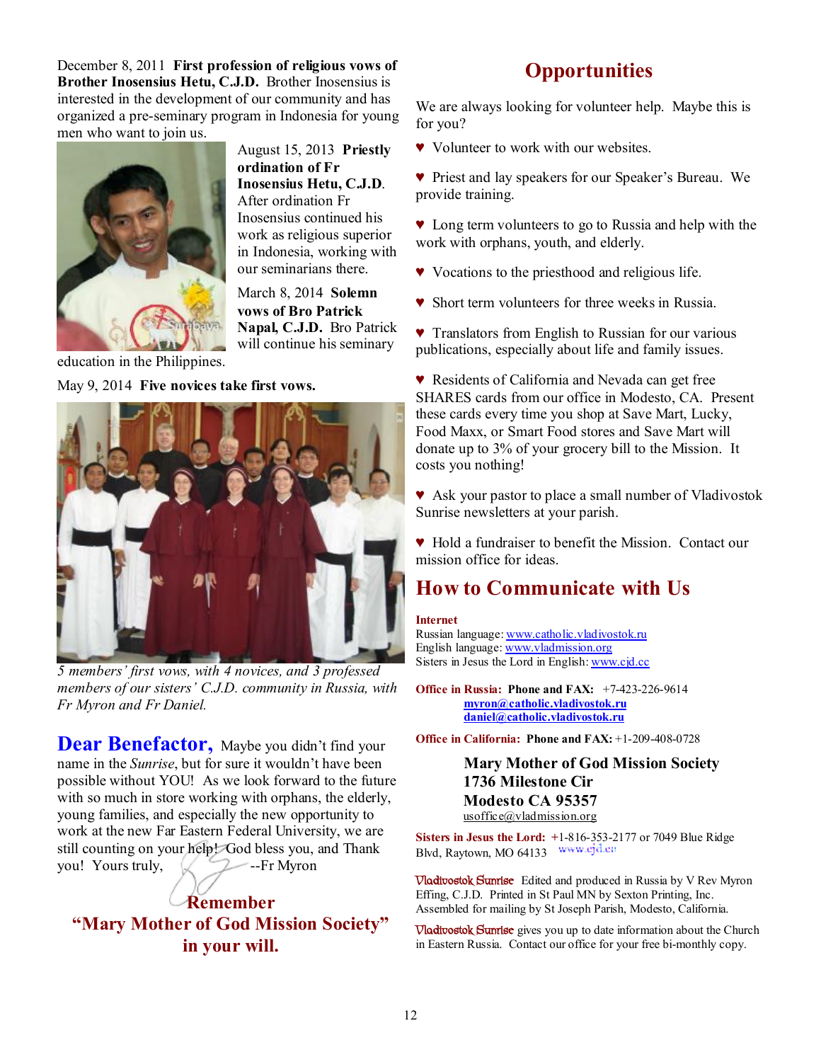December 8, 2011 **First profession of religious vows of Brother Inosensius Hetu, C.J.D.** Brother Inosensius is interested in the development of our community and has organized a pre-seminary program in Indonesia for young men who want to join us.

August 15, 2013 **Priestly ordination of Fr Inosensius Hetu, C.J.D.** After ordination Fr Inosensius continued his work as religious superior in Indonesia, working with our seminarians there.

March 8, 2014 **Solemn vows of Bro Patrick Napal, C.J.D.** Bro Patrick will continue his seminary education in the Philippines.

May 9, 2014 **Five novices take first vows.**

*5 members' first vows, with 4 novices, and 3 professed members of our sisters' C.J.D. community in Russia, with Fr Myron and Fr Daniel.*

**Dear Benefactor,** Maybe you didn't find your name in the *Sunrise*, but for sure it wouldn't have been possible without YOU! As we look forward to the future with so much in store working with orphans, the elderly, young families, and especially the new opportunity to work at the new Far Eastern Federal University, we are still counting on your help! God bless you, and Thank you! Yours truly, --Fr Myron

**Remember "Mary Mother of God Mission Society" in your will.**

# Opportunities

We are always looking for volunteer help. Maybe this is for you?

- ♥ Volunteer to work with our websites.
- ♥ Priest and lay speakers for our Speaker's Bureau. We provide training.
- ♥ Long term volunteers to go to Russia and help with the work with orphans, youth, and elderly.
- ♥ Vocations to the priesthood and religious life.
- ♥ Short term volunteers for three weeks in Russia.
- ♥ Translators from English to Russian for our various publications, especially about life and family issues.
- ♥ Residents of California and Nevada can get free SHARES cards from our office in Modesto, CA. Present these cards every time you shop at Save Mart, Lucky, Food Maxx, or Smart Food stores and Save Mart will donate up to 3% of your grocery bill to the Mission. It costs you nothing!
- ♥ Ask your pastor to place a small number of Vladivostok Sunrise newsletters at your parish.
- ♥ Hold a fundraiser to benefit the Mission. Contact our mission office for ideas.

# How to Communicate with Us

**Internet**
Russian language: www.catholic.vladivostok.ru
English language: www.vladmission.org
Sisters in Jesus the Lord in English: www.cjd.cc

**Office in Russia:** **Phone and FAX:** +7-423-226-9614
**myron@catholic.vladivostok.ru**
**daniel@catholic.vladivostok.ru**

**Office in California:** **Phone and FAX:** +1-209-408-0728

**Mary Mother of God Mission Society**
**1736 Milestone Cir**
**Modesto CA 95357**
usoffice@vladmission.org

**Sisters in Jesus the Lord:** +1-816-353-2177 or 7049 Blue Ridge Blvd, Raytown, MO 64133 www.cjd.cc

Vladivostok Sunrise Edited and produced in Russia by V Rev Myron Effing, C.J.D. Printed in St Paul MN by Sexton Printing, Inc. Assembled for mailing by St Joseph Parish, Modesto, California.

Vladivostok Sunrise gives you up to date information about the Church in Eastern Russia. Contact our office for your free bi-monthly copy.